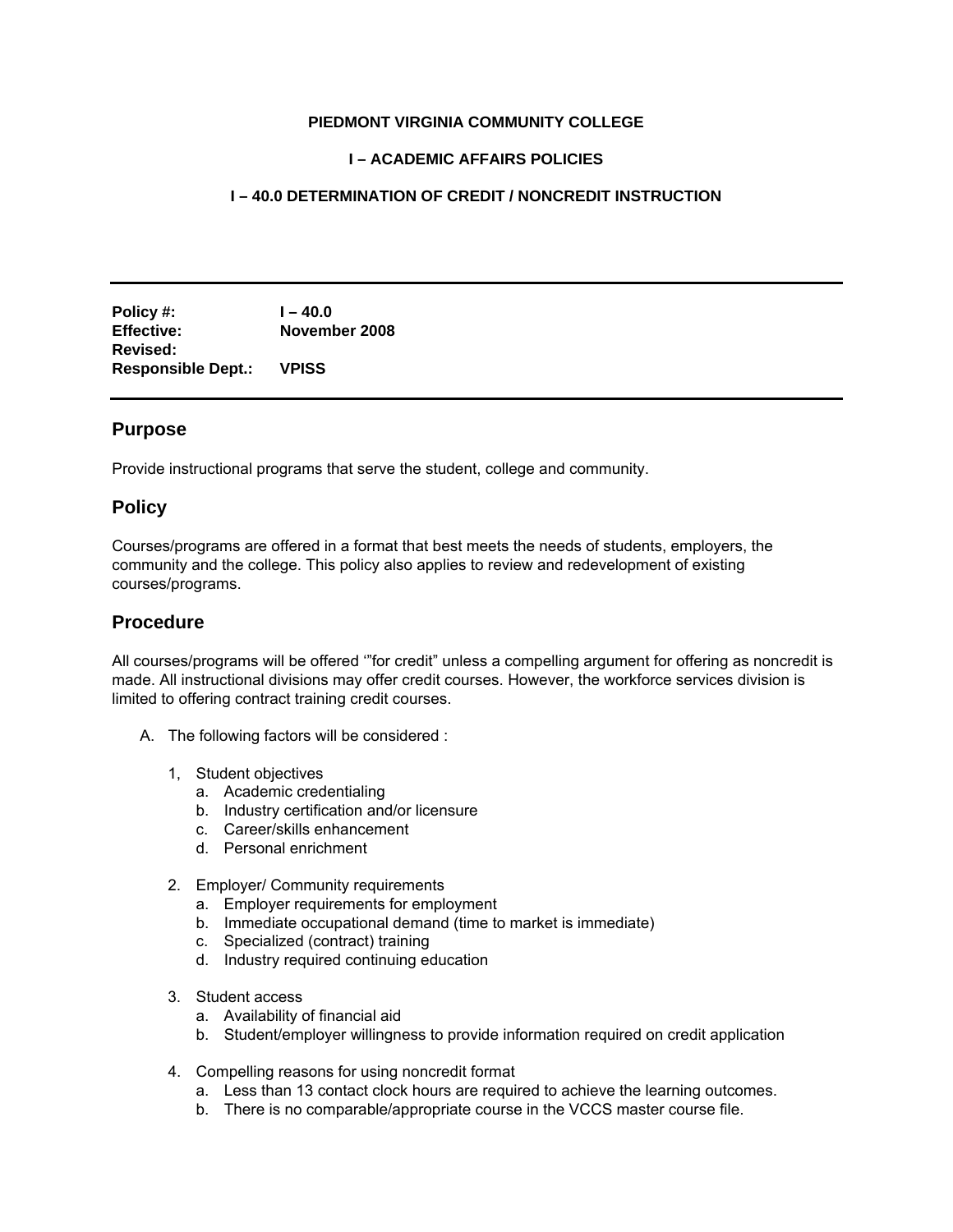**PIEDMONT VIRGINIA COMMUNITY COLLEGE**

**I – ACADEMIC AFFAIRS POLICIES**

**I – 40.0 DETERMINATION OF CREDIT / NONCREDIT INSTRUCTION**

---

**Policy #:** I – 40.0
**Effective:** November 2008
**Revised:**
**Responsible Dept.:** VPISS

---

## Purpose

Provide instructional programs that serve the student, college and community.

## Policy

Courses/programs are offered in a format that best meets the needs of students, employers, the community and the college. This policy also applies to review and redevelopment of existing courses/programs.

## Procedure

All courses/programs will be offered '"for credit" unless a compelling argument for offering as noncredit is made. All instructional divisions may offer credit courses. However, the workforce services division is limited to offering contract training credit courses.

A. The following factors will be considered :

1, Student objectives
   a. Academic credentialing
   b. Industry certification and/or licensure
   c. Career/skills enhancement
   d. Personal enrichment

2. Employer/ Community requirements
   a. Employer requirements for employment
   b. Immediate occupational demand (time to market is immediate)
   c. Specialized (contract) training
   d. Industry required continuing education

3. Student access
   a. Availability of financial aid
   b. Student/employer willingness to provide information required on credit application

4. Compelling reasons for using noncredit format
   a. Less than 13 contact clock hours are required to achieve the learning outcomes.
   b. There is no comparable/appropriate course in the VCCS master course file.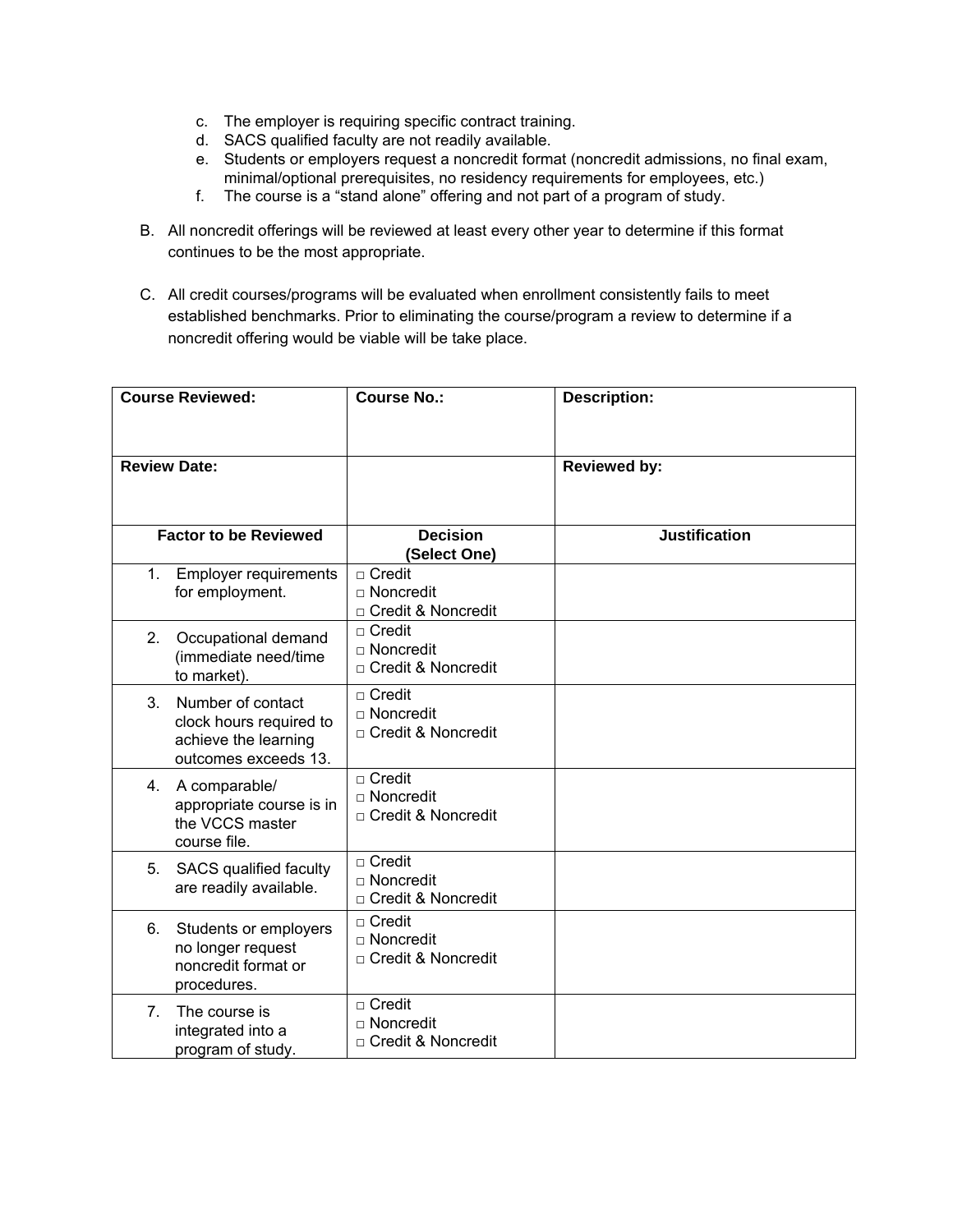c. The employer is requiring specific contract training.
d. SACS qualified faculty are not readily available.
e. Students or employers request a noncredit format (noncredit admissions, no final exam, minimal/optional prerequisites, no residency requirements for employees, etc.)
f. The course is a "stand alone" offering and not part of a program of study.

B. All noncredit offerings will be reviewed at least every other year to determine if this format continues to be the most appropriate.

C. All credit courses/programs will be evaluated when enrollment consistently fails to meet established benchmarks. Prior to eliminating the course/program a review to determine if a noncredit offering would be viable will be take place.

| **Course Reviewed:** | **Course No.:** | **Description:** |
|---|---|---|
| **Review Date:** | | **Reviewed by:** |
| **Factor to be Reviewed** | **Decision (Select One)** | **Justification** |
| 1. Employer requirements for employment. | □ Credit<br>□ Noncredit<br>□ Credit & Noncredit | |
| 2. Occupational demand (immediate need/time to market). | □ Credit<br>□ Noncredit<br>□ Credit & Noncredit | |
| 3. Number of contact clock hours required to achieve the learning outcomes exceeds 13. | □ Credit<br>□ Noncredit<br>□ Credit & Noncredit | |
| 4. A comparable/ appropriate course is in the VCCS master course file. | □ Credit<br>□ Noncredit<br>□ Credit & Noncredit | |
| 5. SACS qualified faculty are readily available. | □ Credit<br>□ Noncredit<br>□ Credit & Noncredit | |
| 6. Students or employers no longer request noncredit format or procedures. | □ Credit<br>□ Noncredit<br>□ Credit & Noncredit | |
| 7. The course is integrated into a program of study. | □ Credit<br>□ Noncredit<br>□ Credit & Noncredit | |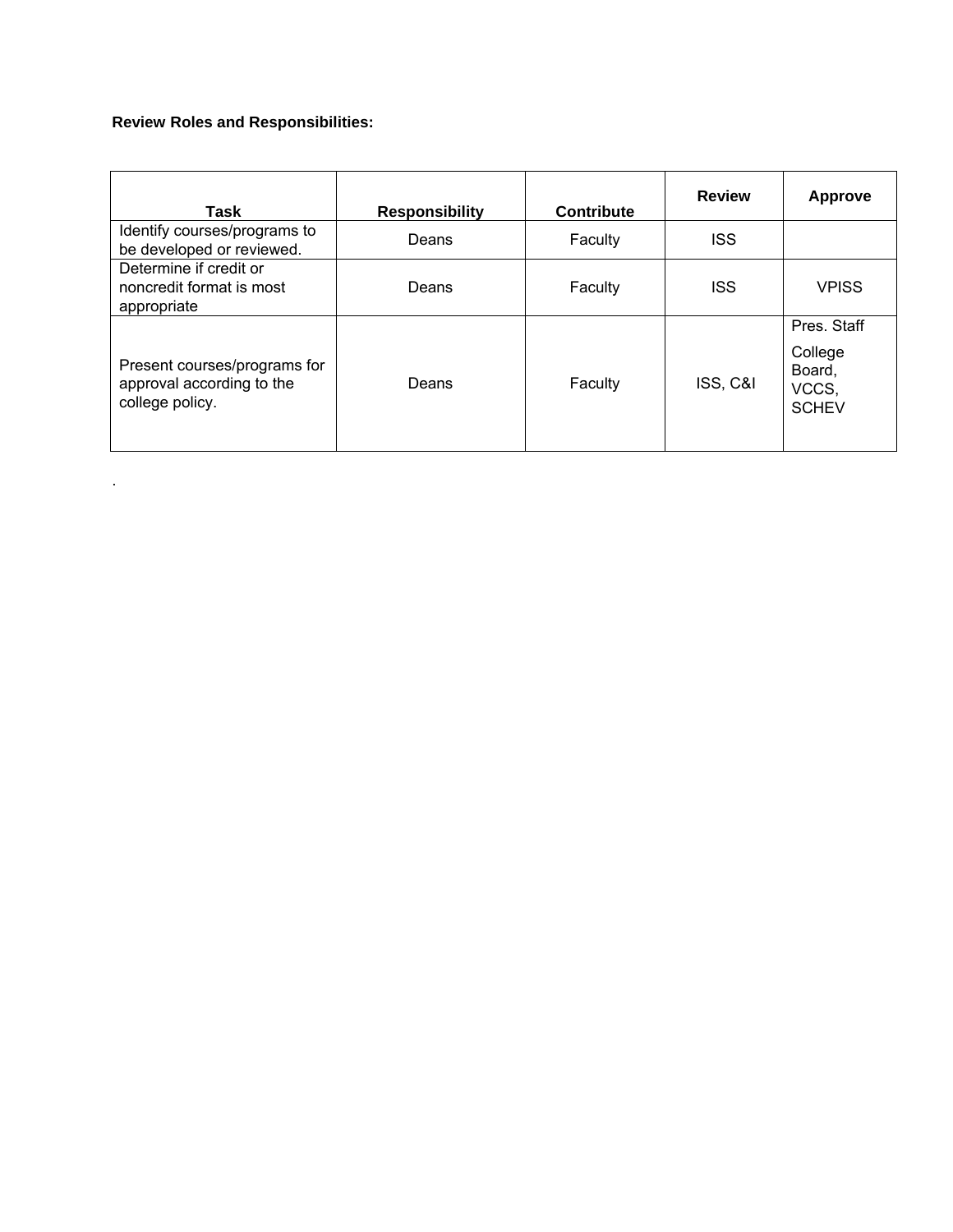**Review Roles and Responsibilities:**

| Task | Responsibility | Contribute | Review | Approve |
|---|---|---|---|---|
| Identify courses/programs to be developed or reviewed. | Deans | Faculty | ISS | |
| Determine if credit or noncredit format is most appropriate | Deans | Faculty | ISS | VPISS |
| Present courses/programs for approval according to the college policy. | Deans | Faculty | ISS, C&I | Pres. Staff<br>College Board, VCCS, SCHEV |

.